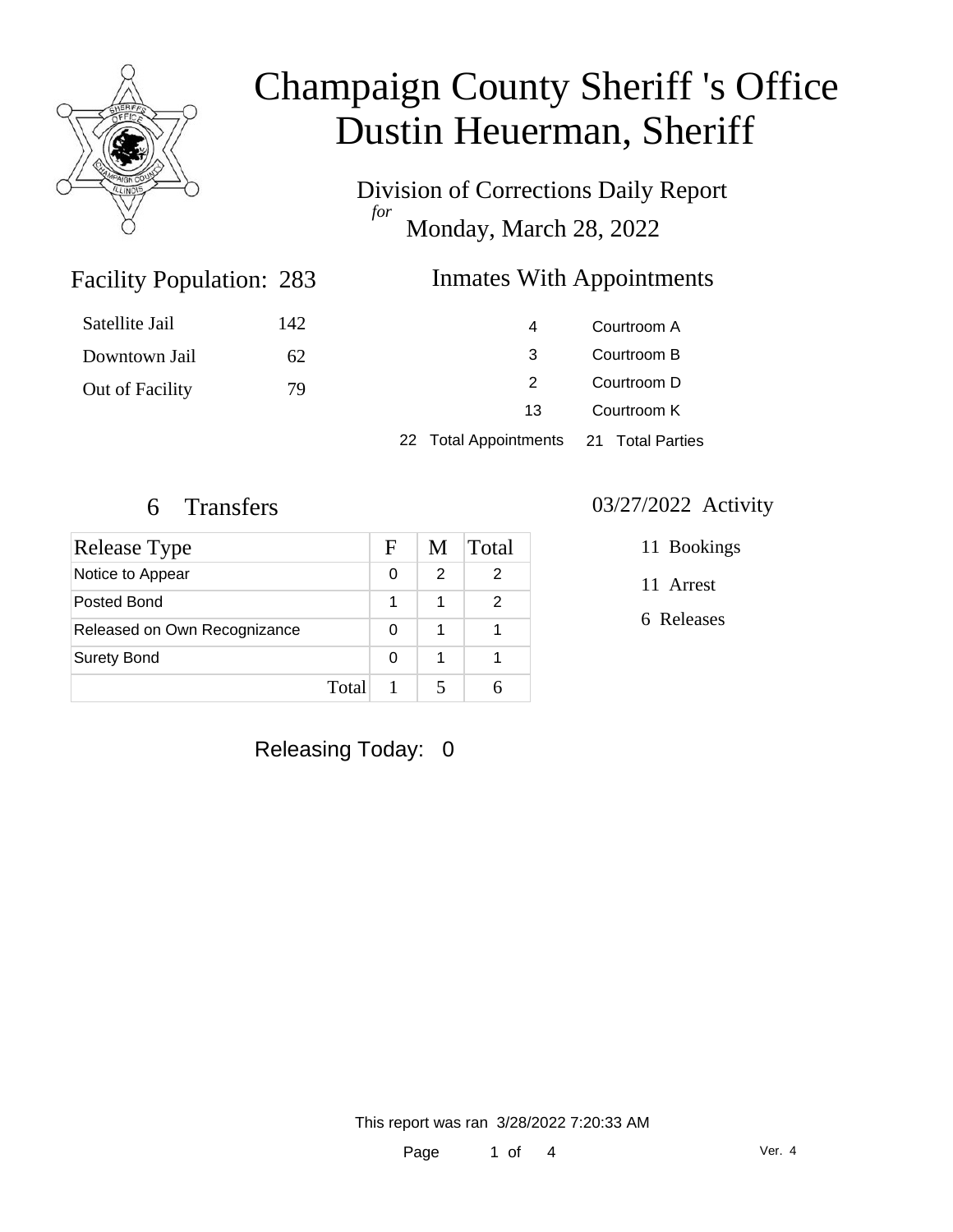# Champaign County Sheriff 's Office
# Dustin Heuerman, Sheriff

Division of Corrections Daily Report
*for*
Monday, March 28, 2022

## Facility Population: 283

| | |
|---|---|
| Satellite Jail | 142 |
| Downtown Jail | 62 |
| Out of Facility | 79 |

## Inmates With Appointments

| | |
|---|---|
| 4 | Courtroom A |
| 3 | Courtroom B |
| 2 | Courtroom D |
| 13 | Courtroom K |

22 Total Appointments    21 Total Parties

## 6 Transfers

| Release Type | F | M | Total |
|---|---|---|---|
| Notice to Appear | 0 | 2 | 2 |
| Posted Bond | 1 | 1 | 2 |
| Released on Own Recognizance | 0 | 1 | 1 |
| Surety Bond | 0 | 1 | 1 |
| Total | 1 | 5 | 6 |

## 03/27/2022 Activity

- 11 Bookings
- 11 Arrest
- 6 Releases

Releasing Today: 0

This report was ran 3/28/2022 7:20:33 AM

Ver. 4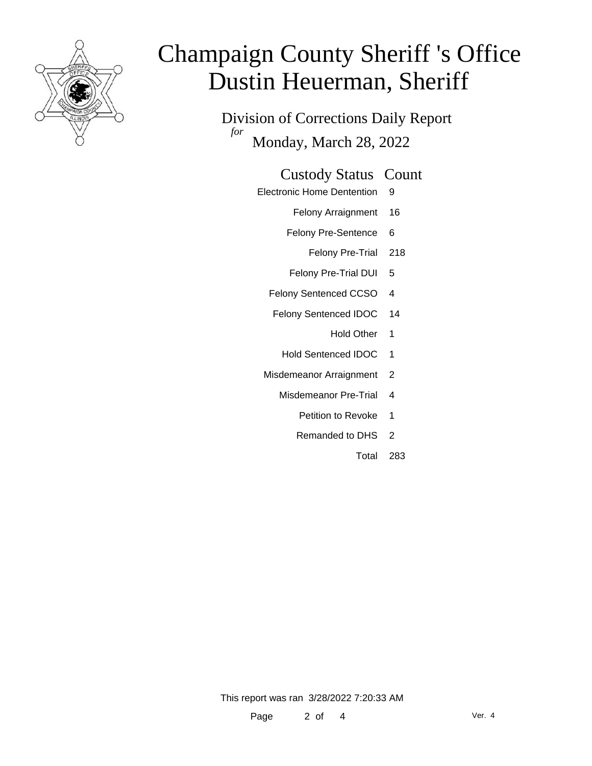# Champaign County Sheriff 's Office
# Dustin Heuerman, Sheriff

## Division of Corrections Daily Report
*for*
## Monday, March 28, 2022

| Custody Status | Count |
| --- | --- |
| Electronic Home Dentention | 9 |
| Felony Arraignment | 16 |
| Felony Pre-Sentence | 6 |
| Felony Pre-Trial | 218 |
| Felony Pre-Trial DUI | 5 |
| Felony Sentenced CCSO | 4 |
| Felony Sentenced IDOC | 14 |
| Hold Other | 1 |
| Hold Sentenced IDOC | 1 |
| Misdemeanor Arraignment | 2 |
| Misdemeanor Pre-Trial | 4 |
| Petition to Revoke | 1 |
| Remanded to DHS | 2 |
| Total | 283 |

This report was ran 3/28/2022 7:20:33 AM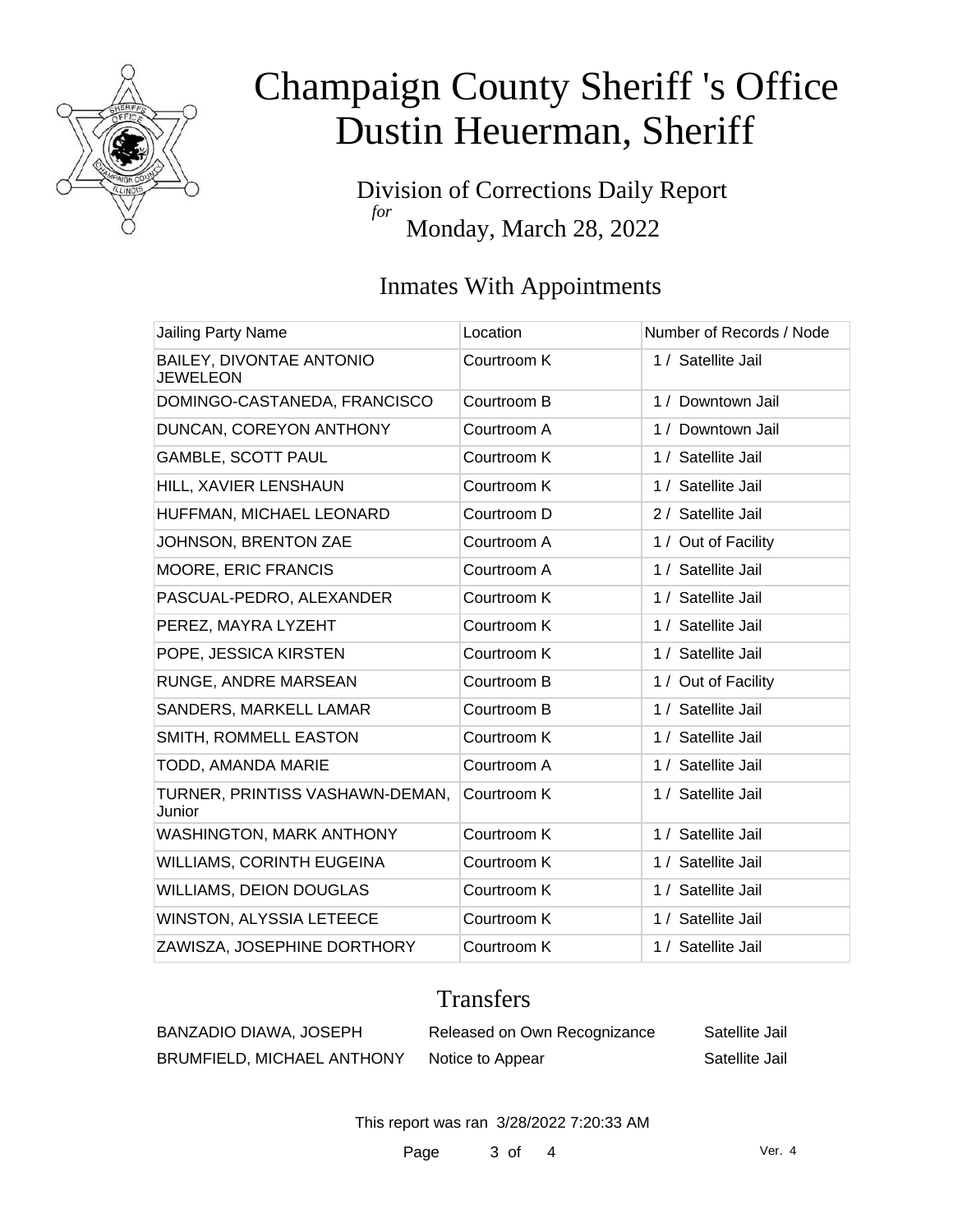# Champaign County Sheriff 's Office
# Dustin Heuerman, Sheriff

Division of Corrections Daily Report
*for*
Monday, March 28, 2022

## Inmates With Appointments

| Jailing Party Name | Location | Number of Records / Node |
|---|---|---|
| BAILEY, DIVONTAE ANTONIO JEWELEON | Courtroom K | 1 / Satellite Jail |
| DOMINGO-CASTANEDA, FRANCISCO | Courtroom B | 1 / Downtown Jail |
| DUNCAN, COREYON ANTHONY | Courtroom A | 1 / Downtown Jail |
| GAMBLE, SCOTT PAUL | Courtroom K | 1 / Satellite Jail |
| HILL, XAVIER LENSHAUN | Courtroom K | 1 / Satellite Jail |
| HUFFMAN, MICHAEL LEONARD | Courtroom D | 2 / Satellite Jail |
| JOHNSON, BRENTON ZAE | Courtroom A | 1 / Out of Facility |
| MOORE, ERIC FRANCIS | Courtroom A | 1 / Satellite Jail |
| PASCUAL-PEDRO, ALEXANDER | Courtroom K | 1 / Satellite Jail |
| PEREZ, MAYRA LYZEHT | Courtroom K | 1 / Satellite Jail |
| POPE, JESSICA KIRSTEN | Courtroom K | 1 / Satellite Jail |
| RUNGE, ANDRE MARSEAN | Courtroom B | 1 / Out of Facility |
| SANDERS, MARKELL LAMAR | Courtroom B | 1 / Satellite Jail |
| SMITH, ROMMELL EASTON | Courtroom K | 1 / Satellite Jail |
| TODD, AMANDA MARIE | Courtroom A | 1 / Satellite Jail |
| TURNER, PRINTISS VASHAWN-DEMAN, Junior | Courtroom K | 1 / Satellite Jail |
| WASHINGTON, MARK ANTHONY | Courtroom K | 1 / Satellite Jail |
| WILLIAMS, CORINTH EUGEINA | Courtroom K | 1 / Satellite Jail |
| WILLIAMS, DEION DOUGLAS | Courtroom K | 1 / Satellite Jail |
| WINSTON, ALYSSIA LETEECE | Courtroom K | 1 / Satellite Jail |
| ZAWISZA, JOSEPHINE DORTHORY | Courtroom K | 1 / Satellite Jail |

## Transfers

| | | |
|---|---|---|
| BANZADIO DIAWA, JOSEPH | Released on Own Recognizance | Satellite Jail |
| BRUMFIELD, MICHAEL ANTHONY | Notice to Appear | Satellite Jail |

This report was ran 3/28/2022 7:20:33 AM

Ver. 4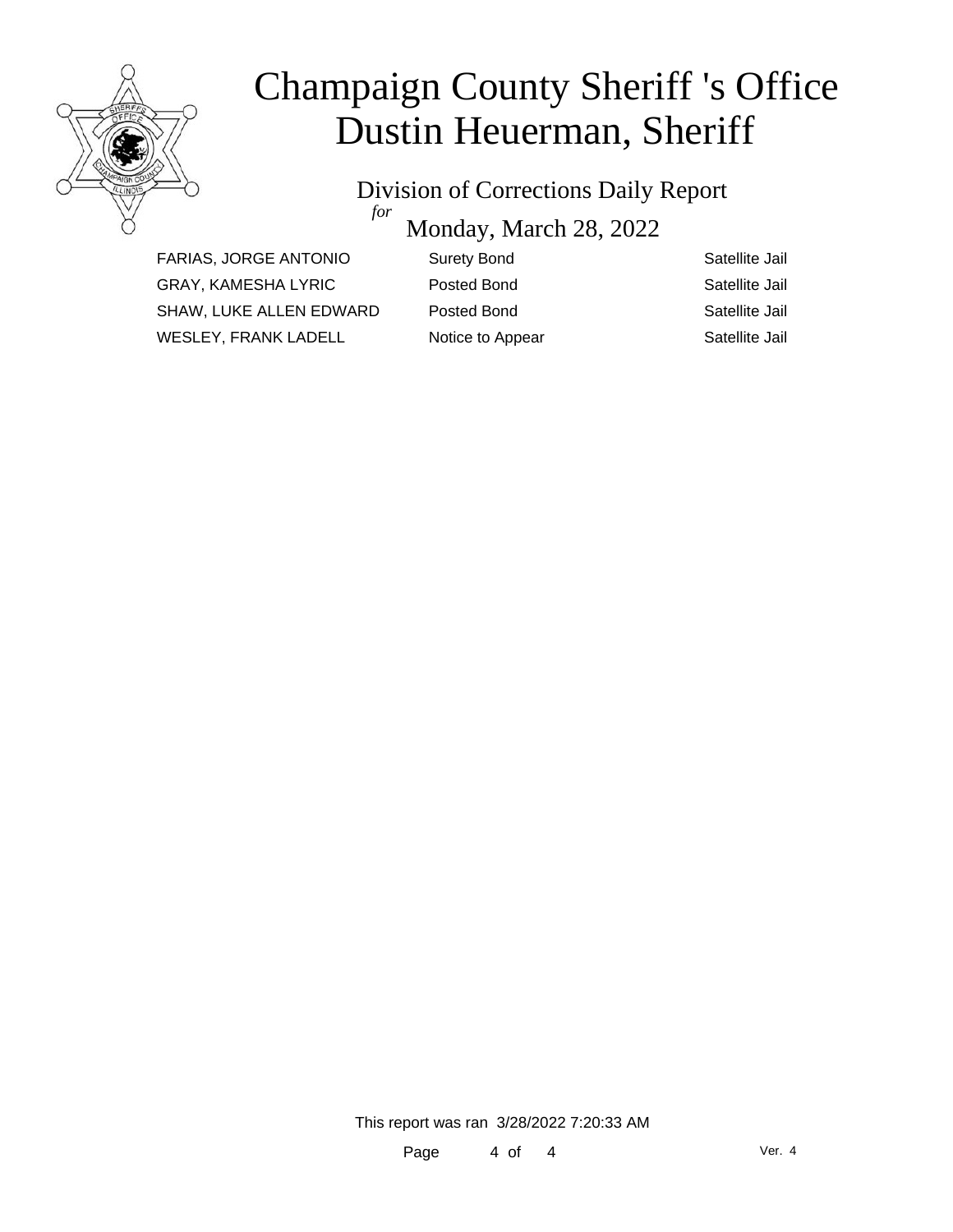# Champaign County Sheriff 's Office
# Dustin Heuerman, Sheriff

## Division of Corrections Daily Report
*for*
## Monday, March 28, 2022

| | | |
|---|---|---|
| FARIAS, JORGE ANTONIO | Surety Bond | Satellite Jail |
| GRAY, KAMESHA LYRIC | Posted Bond | Satellite Jail |
| SHAW, LUKE ALLEN EDWARD | Posted Bond | Satellite Jail |
| WESLEY, FRANK LADELL | Notice to Appear | Satellite Jail |

This report was ran 3/28/2022 7:20:33 AM

Ver. 4